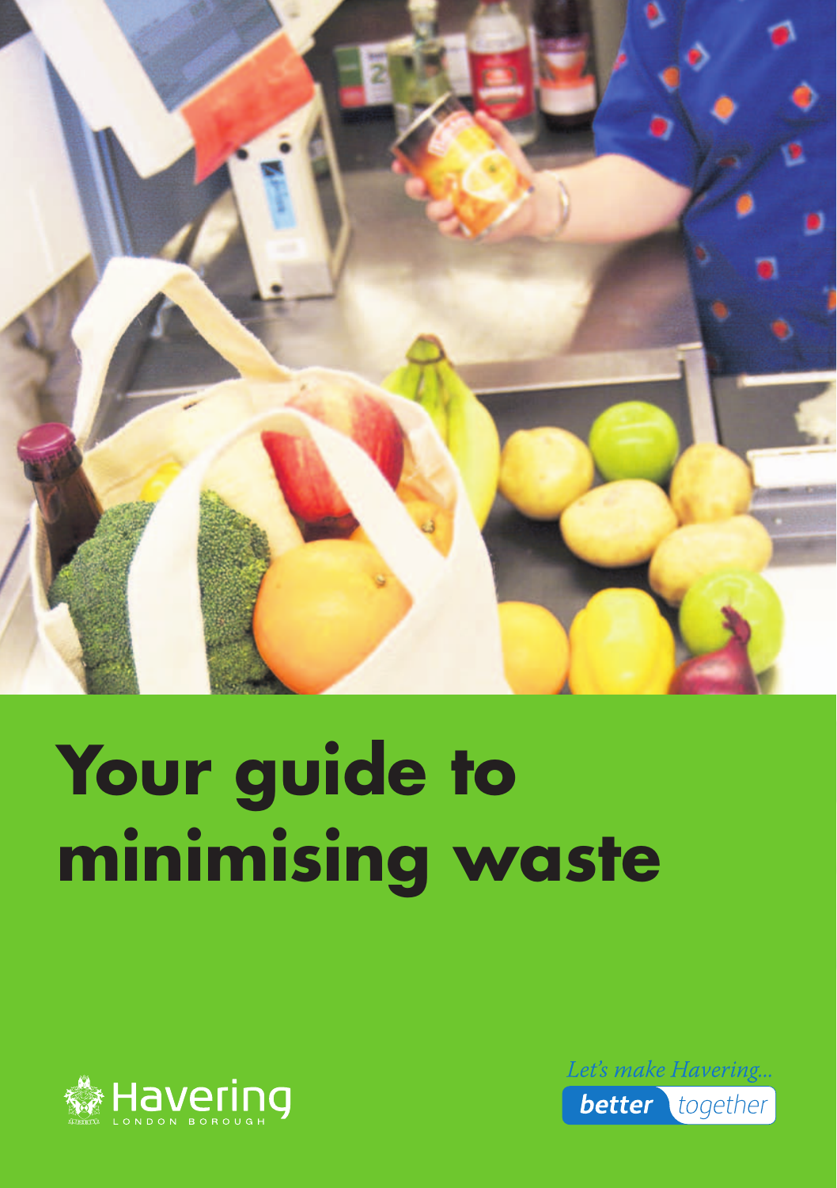# Your guide to minimising waste

Havering
LONDON BOROUGH

*Let's make Havering...*
**better** *together*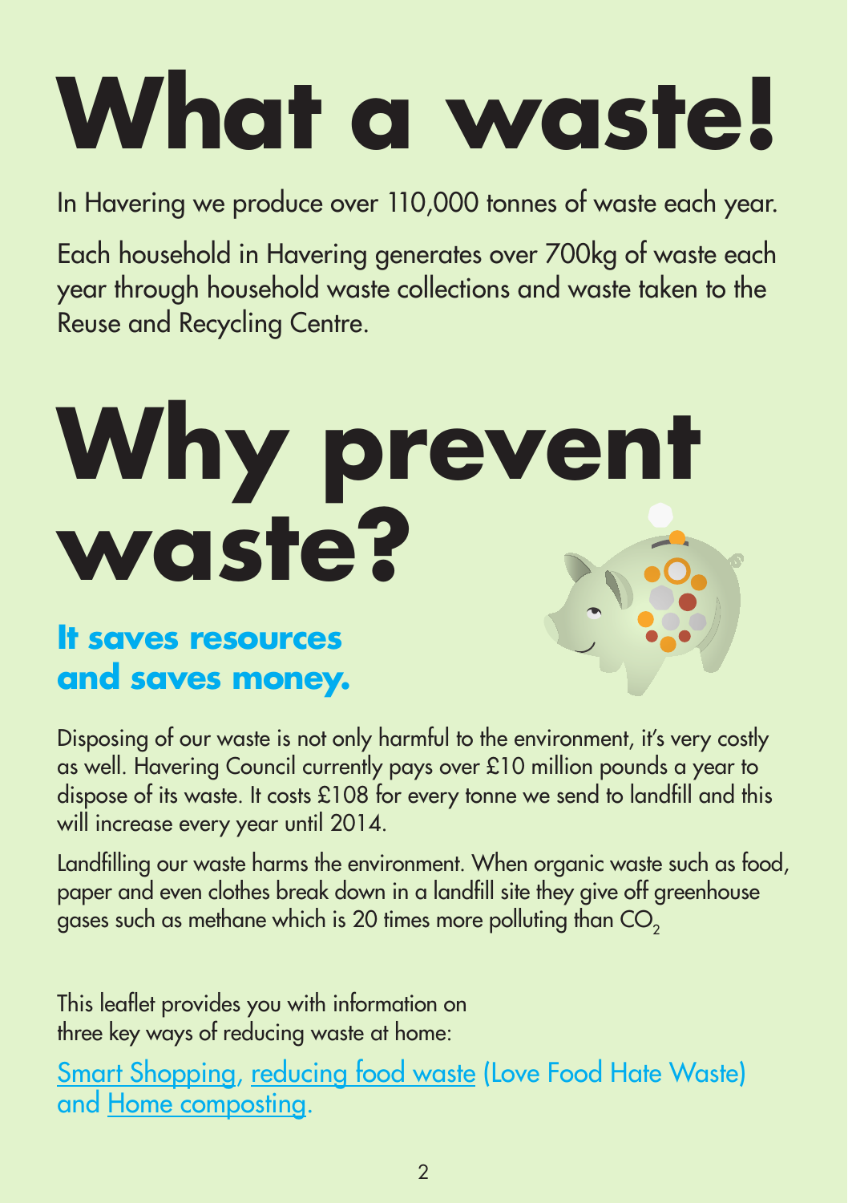# What a waste!

In Havering we produce over 110,000 tonnes of waste each year.

Each household in Havering generates over 700kg of waste each year through household waste collections and waste taken to the Reuse and Recycling Centre.

# Why prevent waste?

## It saves resources and saves money.

Disposing of our waste is not only harmful to the environment, it's very costly as well. Havering Council currently pays over £10 million pounds a year to dispose of its waste. It costs £108 for every tonne we send to landfill and this will increase every year until 2014.

Landfilling our waste harms the environment. When organic waste such as food, paper and even clothes break down in a landfill site they give off greenhouse gases such as methane which is 20 times more polluting than $CO_2$

This leaflet provides you with information on three key ways of reducing waste at home:

Smart Shopping, reducing food waste (Love Food Hate Waste) and Home composting.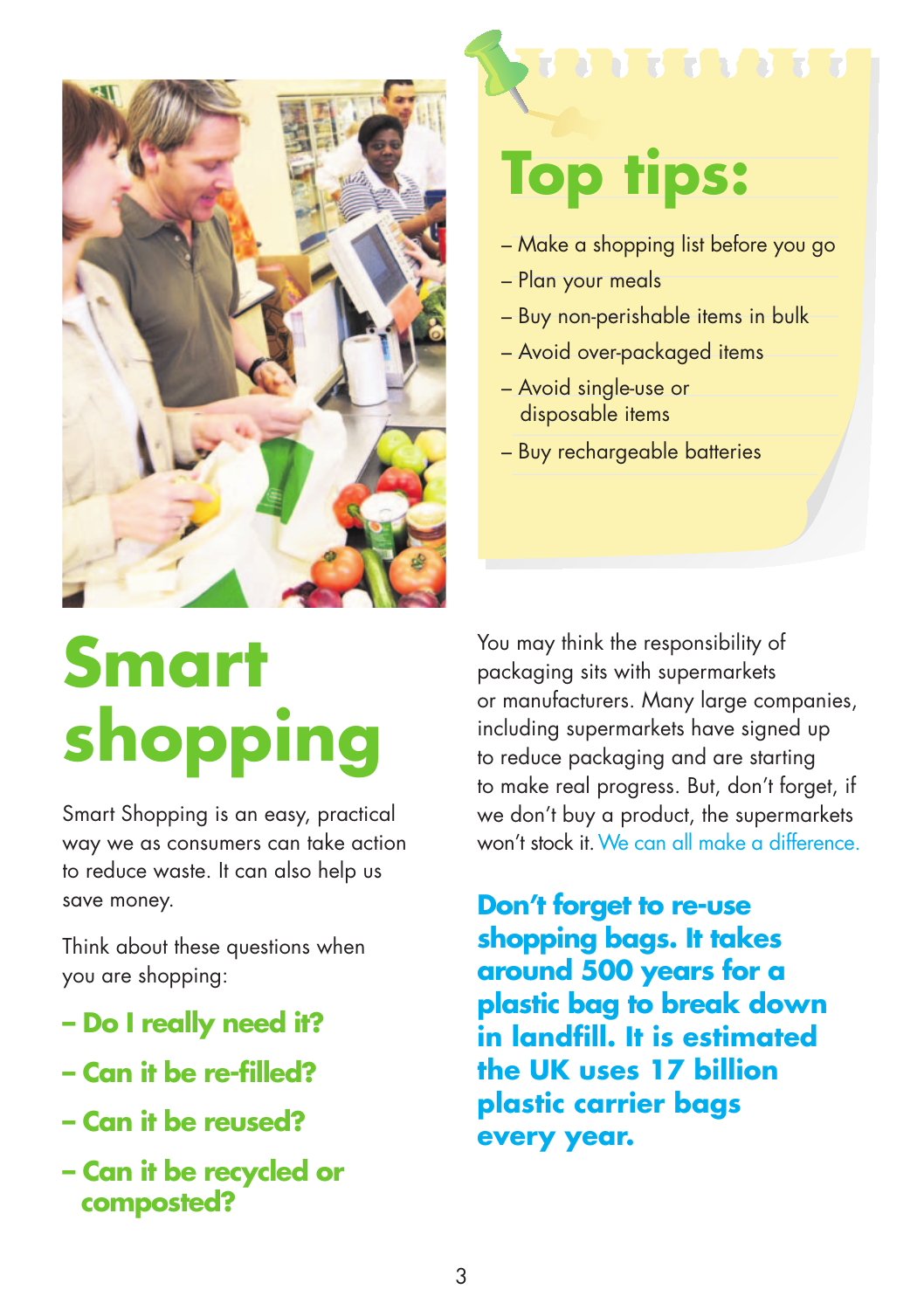## Top tips:

- Make a shopping list before you go
- Plan your meals
- Buy non-perishable items in bulk
- Avoid over-packaged items
- Avoid single-use or disposable items
- Buy rechargeable batteries

# Smart shopping

Smart Shopping is an easy, practical way we as consumers can take action to reduce waste. It can also help us save money.

Think about these questions when you are shopping:

- **Do I really need it?**
- **Can it be re-filled?**
- **Can it be reused?**
- **Can it be recycled or composted?**

You may think the responsibility of packaging sits with supermarkets or manufacturers. Many large companies, including supermarkets have signed up to reduce packaging and are starting to make real progress. But, don't forget, if we don't buy a product, the supermarkets won't stock it. We can all make a difference.

**Don't forget to re-use shopping bags. It takes around 500 years for a plastic bag to break down in landfill. It is estimated the UK uses 17 billion plastic carrier bags every year.**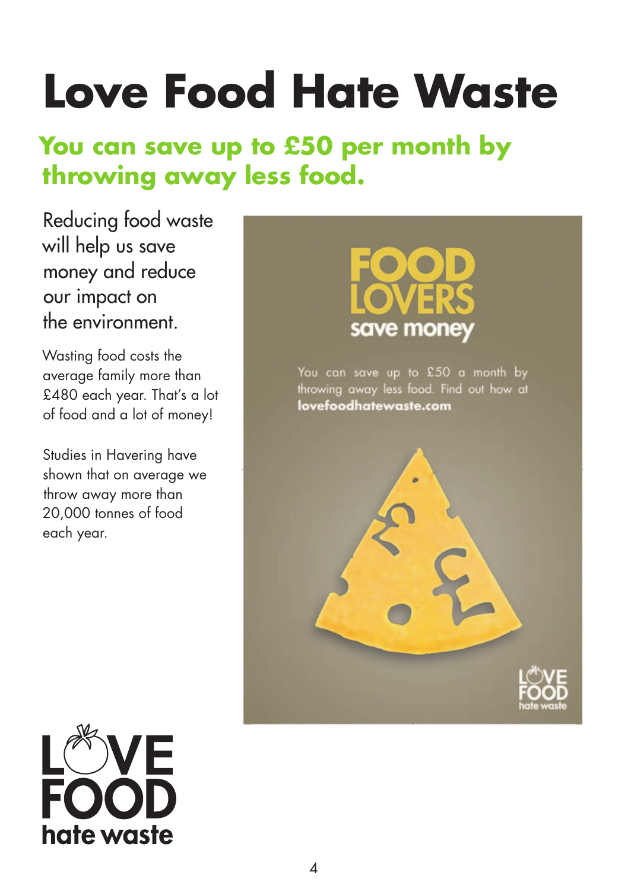# Love Food Hate Waste

## You can save up to £50 per month by throwing away less food.

Reducing food waste will help us save money and reduce our impact on the environment.

Wasting food costs the average family more than £480 each year. That's a lot of food and a lot of money!

Studies in Havering have shown that on average we throw away more than 20,000 tonnes of food each year.

FOOD LOVERS save money

You can save up to £50 a month by throwing away less food. Find out how at **lovefoodhatewaste.com**

LOVE FOOD hate waste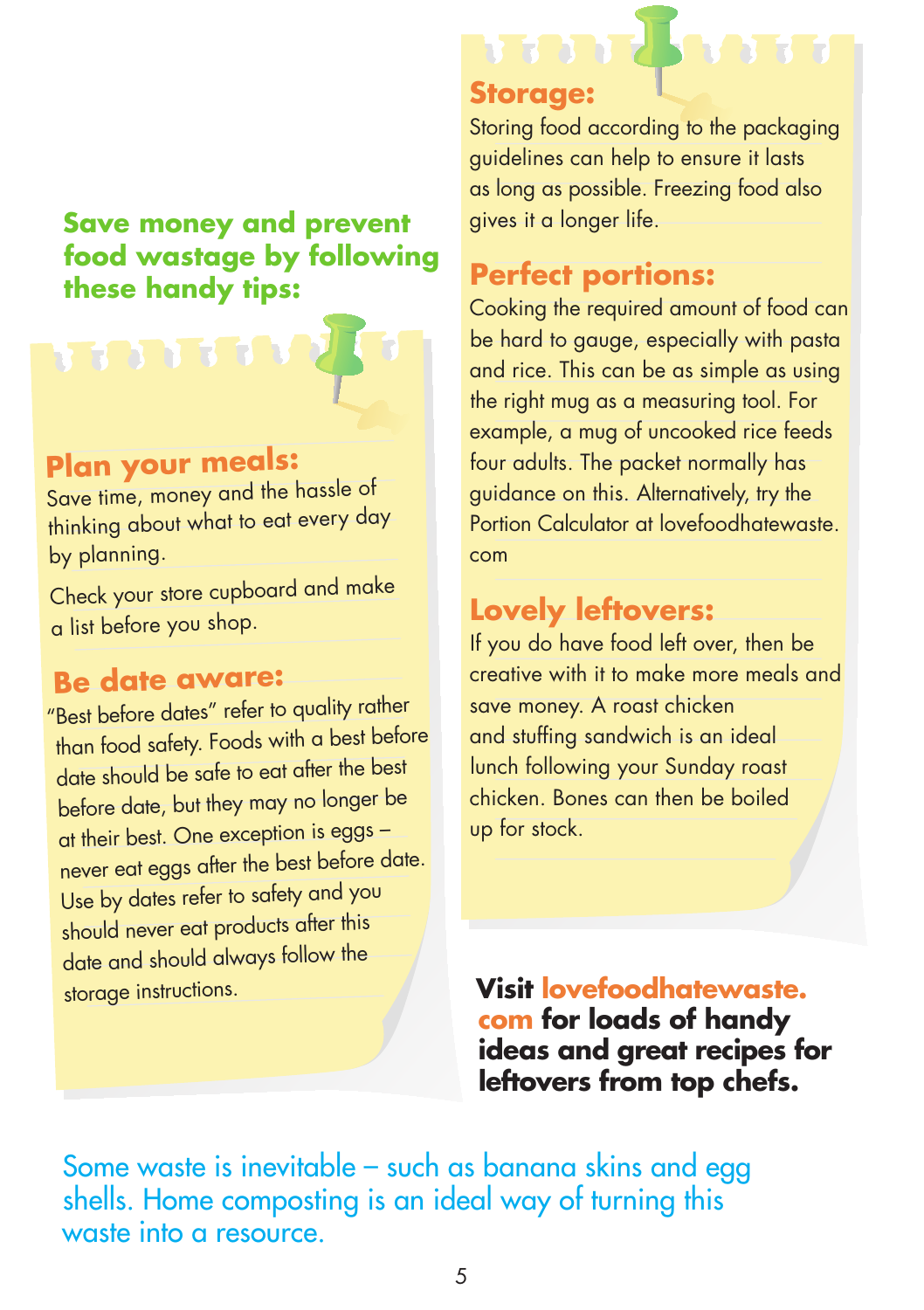## Save money and prevent food wastage by following these handy tips:

### Plan your meals:

Save time, money and the hassle of thinking about what to eat every day by planning.

Check your store cupboard and make a list before you shop.

### Be date aware:

"Best before dates" refer to quality rather than food safety. Foods with a best before date should be safe to eat after the best before date, but they may no longer be at their best. One exception is eggs – never eat eggs after the best before date. Use by dates refer to safety and you should never eat products after this date and should always follow the storage instructions.

### Storage:

Storing food according to the packaging guidelines can help to ensure it lasts as long as possible. Freezing food also gives it a longer life.

### Perfect portions:

Cooking the required amount of food can be hard to gauge, especially with pasta and rice. This can be as simple as using the right mug as a measuring tool. For example, a mug of uncooked rice feeds four adults. The packet normally has guidance on this. Alternatively, try the Portion Calculator at lovefoodhatewaste.com

### Lovely leftovers:

If you do have food left over, then be creative with it to make more meals and save money. A roast chicken and stuffing sandwich is an ideal lunch following your Sunday roast chicken. Bones can then be boiled up for stock.

**Visit lovefoodhatewaste.com for loads of handy ideas and great recipes for leftovers from top chefs.**

Some waste is inevitable – such as banana skins and egg shells. Home composting is an ideal way of turning this waste into a resource.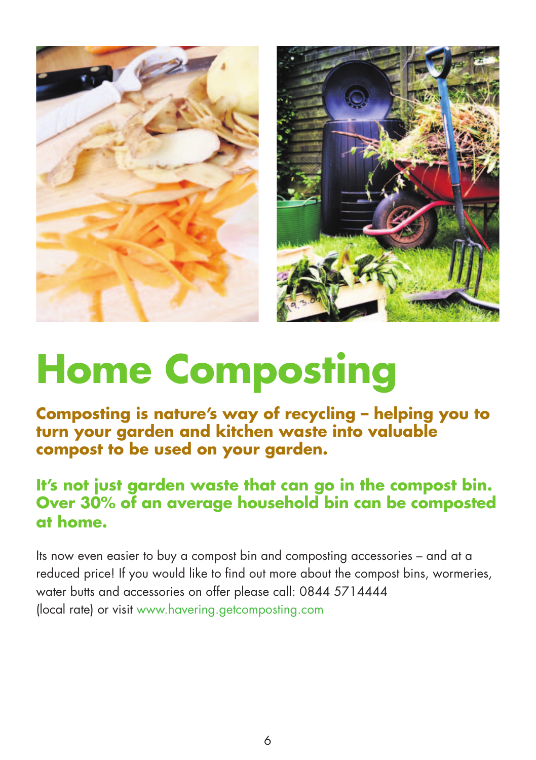# Home Composting

**Composting is nature's way of recycling – helping you to turn your garden and kitchen waste into valuable compost to be used on your garden.**

**It's not just garden waste that can go in the compost bin. Over 30% of an average household bin can be composted at home.**

Its now even easier to buy a compost bin and composting accessories – and at a reduced price! If you would like to find out more about the compost bins, wormeries, water butts and accessories on offer please call: 0844 5714444 (local rate) or visit www.havering.getcomposting.com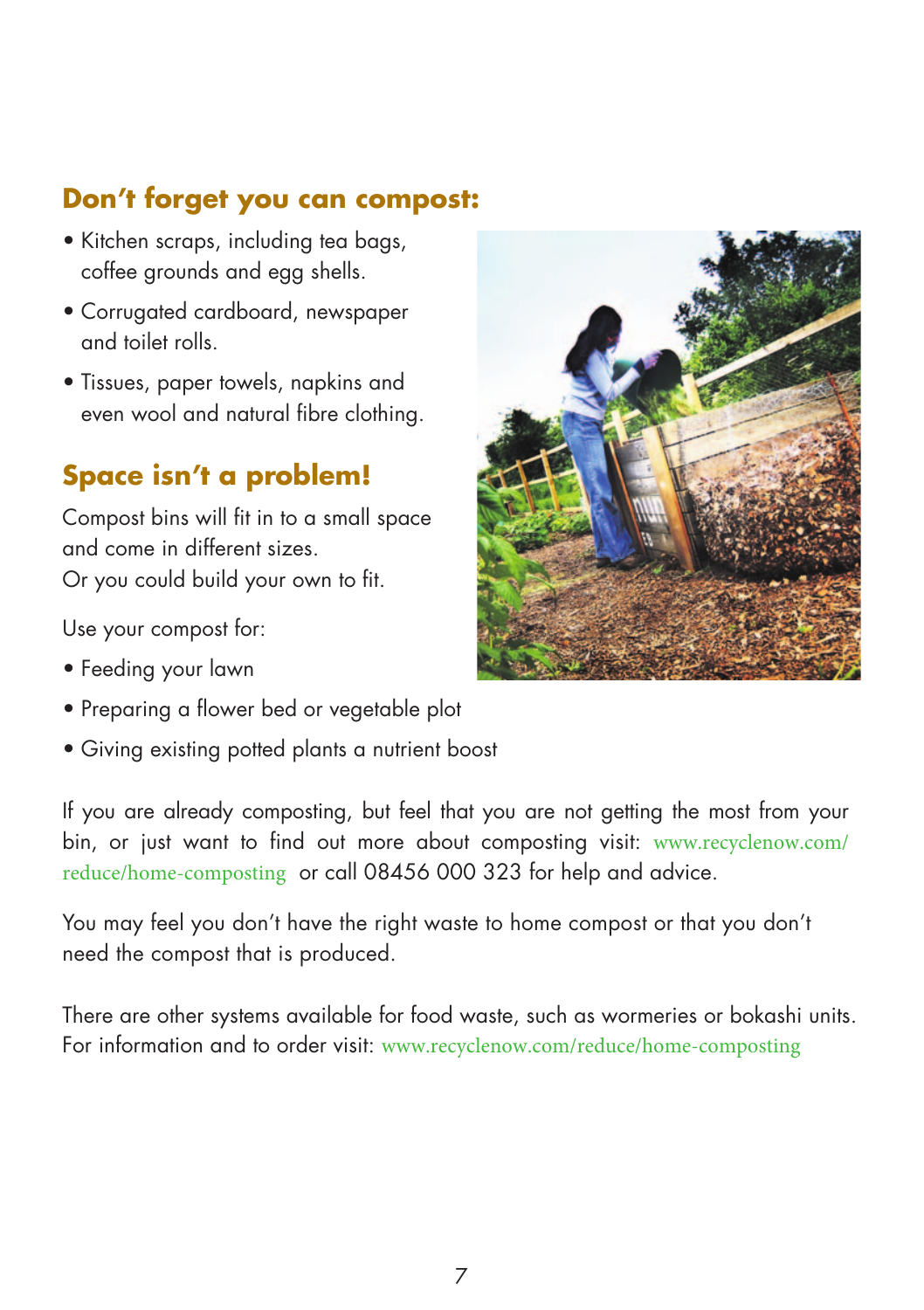## Don't forget you can compost:

- Kitchen scraps, including tea bags, coffee grounds and egg shells.
- Corrugated cardboard, newspaper and toilet rolls.
- Tissues, paper towels, napkins and even wool and natural fibre clothing.

## Space isn't a problem!

Compost bins will fit in to a small space and come in different sizes.
Or you could build your own to fit.

Use your compost for:

- Feeding your lawn
- Preparing a flower bed or vegetable plot
- Giving existing potted plants a nutrient boost

If you are already composting, but feel that you are not getting the most from your bin, or just want to find out more about composting visit: www.recyclenow.com/reduce/home-composting or call 08456 000 323 for help and advice.

You may feel you don't have the right waste to home compost or that you don't need the compost that is produced.

There are other systems available for food waste, such as wormeries or bokashi units. For information and to order visit: www.recyclenow.com/reduce/home-composting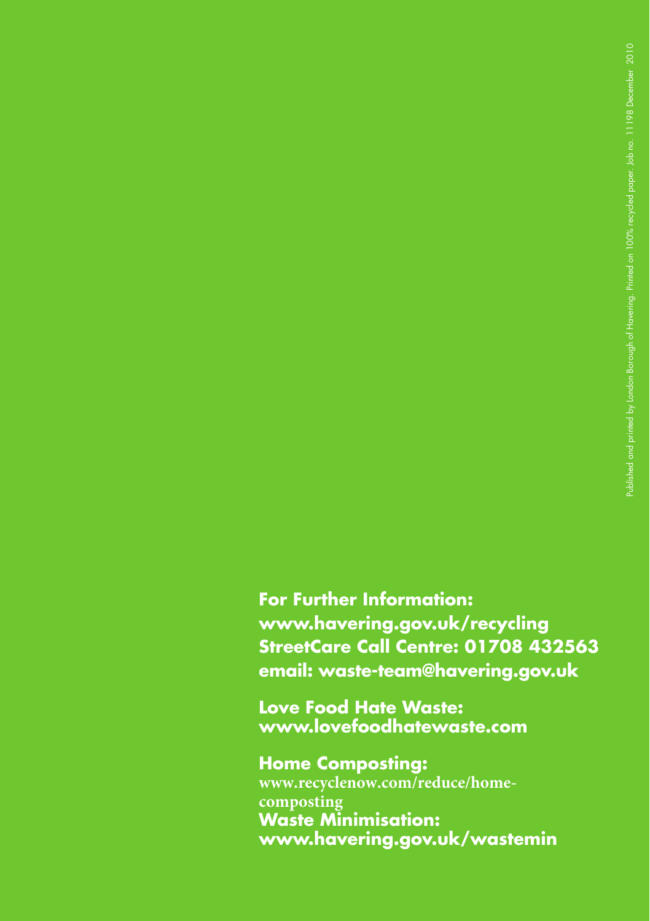**For Further Information:**
**www.havering.gov.uk/recycling**
**StreetCare Call Centre: 01708 432563**
**email: waste-team@havering.gov.uk**

**Love Food Hate Waste:**
**www.lovefoodhatewaste.com**

**Home Composting:**
**www.recyclenow.com/reduce/home-composting**

**Waste Minimisation:**
**www.havering.gov.uk/wastemin**

Published and printed by London Borough of Havering. Printed on 100% recycled paper. Job no. 11198 December 2010